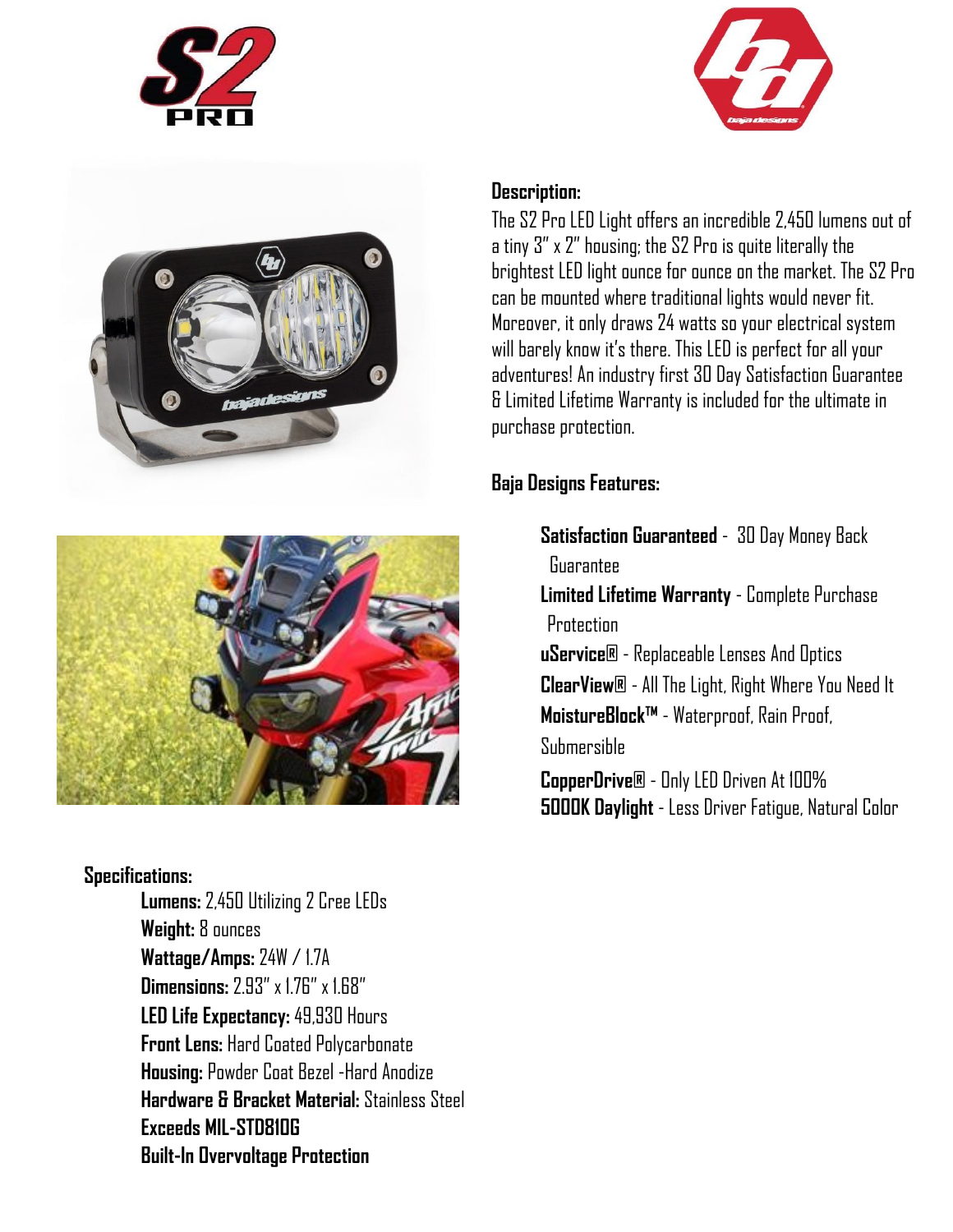## Description:

The S2 Pro LED Light offers an incredible 2,450 lumens out of a tiny 3" x 2" housing; the S2 Pro is quite literally the brightest LED light ounce for ounce on the market. The S2 Pro can be mounted where traditional lights would never fit. Moreover, it only draws 24 watts so your electrical system will barely know it's there. This LED is perfect for all your adventures! An industry first 30 Day Satisfaction Guarantee & Limited Lifetime Warranty is included for the ultimate in purchase protection.

## Baja Designs Features:

- **Satisfaction Guaranteed** - 30 Day Money Back Guarantee
- **Limited Lifetime Warranty** - Complete Purchase Protection
- **uService®** - Replaceable Lenses And Optics
- **ClearView®** - All The Light, Right Where You Need It
- **MoistureBlock™** - Waterproof, Rain Proof, Submersible
- **CopperDrive®** - Only LED Driven At 100%
- **5000K Daylight** - Less Driver Fatigue, Natural Color

## Specifications:

- **Lumens:** 2,450 Utilizing 2 Cree LEDs
- **Weight:** 8 ounces
- **Wattage/Amps:** 24W / 1.7A
- **Dimensions:** 2.93" x 1.76" x 1.68"
- **LED Life Expectancy:** 49,930 Hours
- **Front Lens:** Hard Coated Polycarbonate
- **Housing:** Powder Coat Bezel -Hard Anodize
- **Hardware & Bracket Material:** Stainless Steel
- **Exceeds MIL-STD810G**
- **Built-In Overvoltage Protection**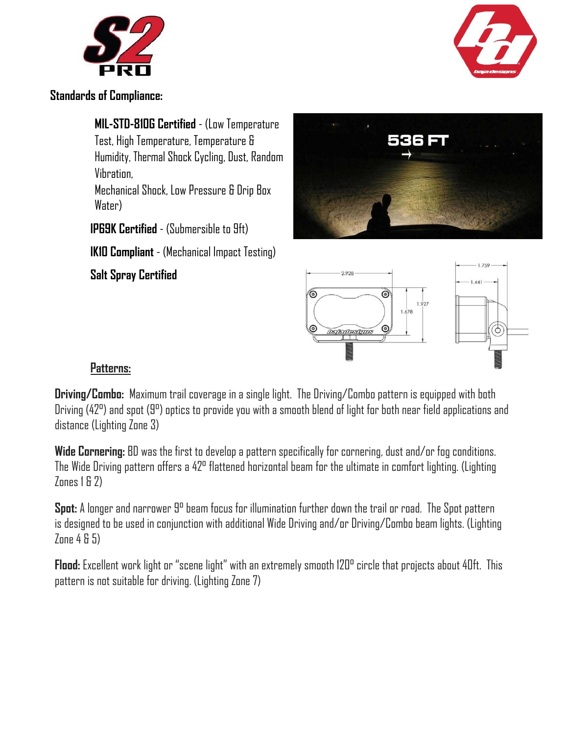**Standards of Compliance:**

**MIL-STD-810G Certified** - (Low Temperature Test, High Temperature, Temperature & Humidity, Thermal Shock Cycling, Dust, Random Vibration,
Mechanical Shock, Low Pressure & Drip Box Water)

**IP69K Certified** - (Submersible to 9ft)

**IK10 Compliant** - (Mechanical Impact Testing)

**Salt Spray Certified**

## Patterns:

**Driving/Combo:** Maximum trail coverage in a single light. The Driving/Combo pattern is equipped with both Driving (42º) and spot (9º) optics to provide you with a smooth blend of light for both near field applications and distance (Lighting Zone 3)

**Wide Cornering:** BD was the first to develop a pattern specifically for cornering, dust and/or fog conditions. The Wide Driving pattern offers a 42º flattened horizontal beam for the ultimate in comfort lighting. (Lighting Zones 1 & 2)

**Spot:** A longer and narrower 9º beam focus for illumination further down the trail or road. The Spot pattern is designed to be used in conjunction with additional Wide Driving and/or Driving/Combo beam lights. (Lighting Zone 4 & 5)

**Flood:** Excellent work light or "scene light" with an extremely smooth 120º circle that projects about 40ft. This pattern is not suitable for driving. (Lighting Zone 7)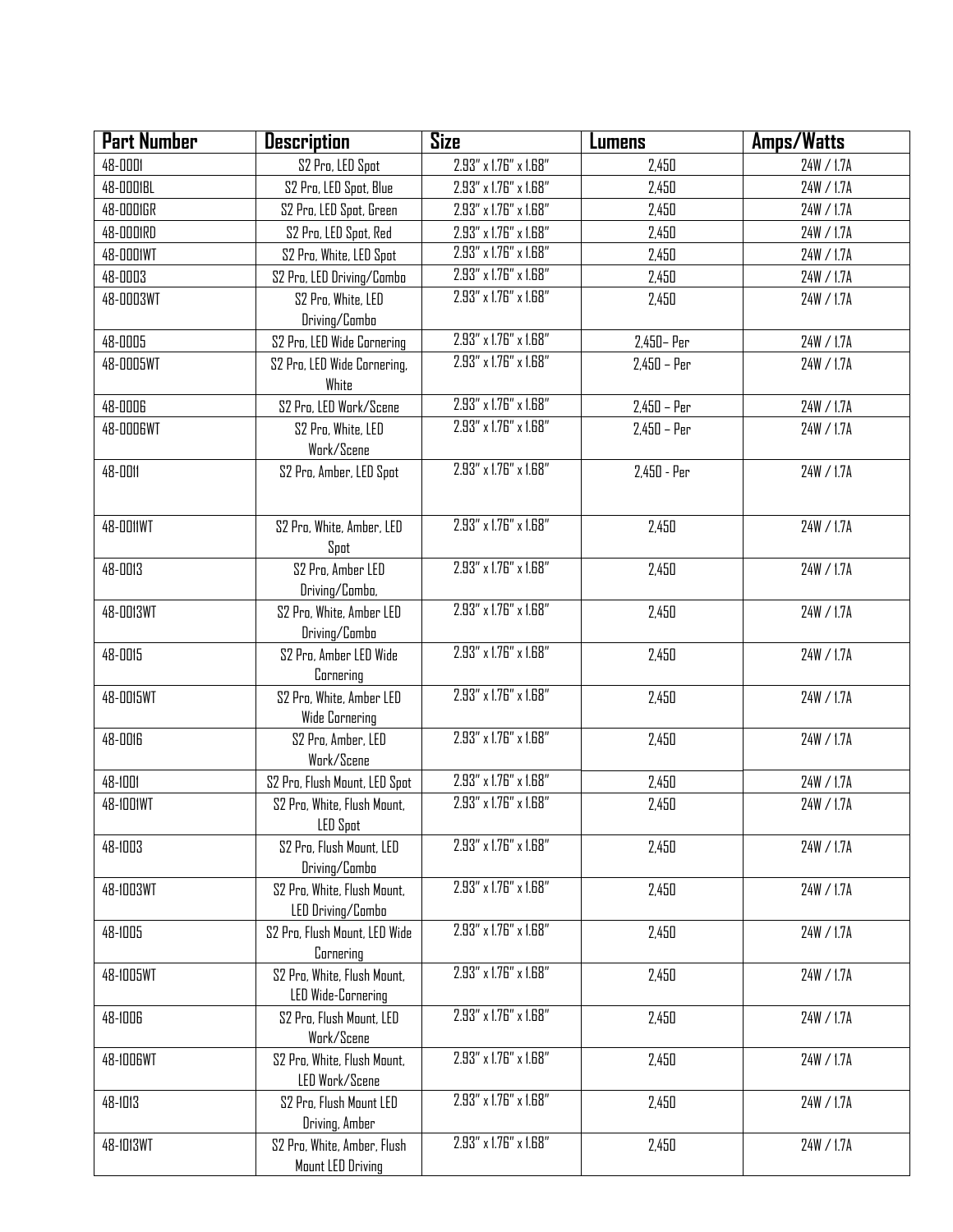| Part Number | Description | Size | Lumens | Amps/Watts |
| --- | --- | --- | --- | --- |
| 48-0001 | S2 Pro, LED Spot | 2.93" x 1.76" x 1.68" | 2,450 | 24W / 1.7A |
| 48-0001BL | S2 Pro, LED Spot, Blue | 2.93" x 1.76" x 1.68" | 2,450 | 24W / 1.7A |
| 48-0001GR | S2 Pro, LED Spot, Green | 2.93" x 1.76" x 1.68" | 2,450 | 24W / 1.7A |
| 48-0001RD | S2 Pro, LED Spot, Red | 2.93" x 1.76" x 1.68" | 2,450 | 24W / 1.7A |
| 48-0001WT | S2 Pro, White, LED Spot | 2.93" x 1.76" x 1.68" | 2,450 | 24W / 1.7A |
| 48-0003 | S2 Pro, LED Driving/Combo | 2.93" x 1.76" x 1.68" | 2,450 | 24W / 1.7A |
| 48-0003WT | S2 Pro, White, LED Driving/Combo | 2.93" x 1.76" x 1.68" | 2,450 | 24W / 1.7A |
| 48-0005 | S2 Pro, LED Wide Cornering | 2.93" x 1.76" x 1.68" | 2,450– Per | 24W / 1.7A |
| 48-0005WT | S2 Pro, LED Wide Cornering, White | 2.93" x 1.76" x 1.68" | 2,450 – Per | 24W / 1.7A |
| 48-0006 | S2 Pro, LED Work/Scene | 2.93" x 1.76" x 1.68" | 2,450 – Per | 24W / 1.7A |
| 48-0006WT | S2 Pro, White, LED Work/Scene | 2.93" x 1.76" x 1.68" | 2,450 – Per | 24W / 1.7A |
| 48-0011 | S2 Pro, Amber, LED Spot | 2.93" x 1.76" x 1.68" | 2,450 - Per | 24W / 1.7A |
| 48-0011WT | S2 Pro, White, Amber, LED Spot | 2.93" x 1.76" x 1.68" | 2,450 | 24W / 1.7A |
| 48-0013 | S2 Pro, Amber LED Driving/Combo, | 2.93" x 1.76" x 1.68" | 2,450 | 24W / 1.7A |
| 48-0013WT | S2 Pro, White, Amber LED Driving/Combo | 2.93" x 1.76" x 1.68" | 2,450 | 24W / 1.7A |
| 48-0015 | S2 Pro, Amber LED Wide Cornering | 2.93" x 1.76" x 1.68" | 2,450 | 24W / 1.7A |
| 48-0015WT | S2 Pro, White, Amber LED Wide Cornering | 2.93" x 1.76" x 1.68" | 2,450 | 24W / 1.7A |
| 48-0016 | S2 Pro, Amber, LED Work/Scene | 2.93" x 1.76" x 1.68" | 2,450 | 24W / 1.7A |
| 48-1001 | S2 Pro, Flush Mount, LED Spot | 2.93" x 1.76" x 1.68" | 2,450 | 24W / 1.7A |
| 48-1001WT | S2 Pro, White, Flush Mount, LED Spot | 2.93" x 1.76" x 1.68" | 2,450 | 24W / 1.7A |
| 48-1003 | S2 Pro, Flush Mount, LED Driving/Combo | 2.93" x 1.76" x 1.68" | 2,450 | 24W / 1.7A |
| 48-1003WT | S2 Pro, White, Flush Mount, LED Driving/Combo | 2.93" x 1.76" x 1.68" | 2,450 | 24W / 1.7A |
| 48-1005 | S2 Pro, Flush Mount, LED Wide Cornering | 2.93" x 1.76" x 1.68" | 2,450 | 24W / 1.7A |
| 48-1005WT | S2 Pro, White, Flush Mount, LED Wide-Cornering | 2.93" x 1.76" x 1.68" | 2,450 | 24W / 1.7A |
| 48-1006 | S2 Pro, Flush Mount, LED Work/Scene | 2.93" x 1.76" x 1.68" | 2,450 | 24W / 1.7A |
| 48-1006WT | S2 Pro, White, Flush Mount, LED Work/Scene | 2.93" x 1.76" x 1.68" | 2,450 | 24W / 1.7A |
| 48-1013 | S2 Pro, Flush Mount LED Driving, Amber | 2.93" x 1.76" x 1.68" | 2,450 | 24W / 1.7A |
| 48-1013WT | S2 Pro, White, Amber, Flush Mount LED Driving | 2.93" x 1.76" x 1.68" | 2,450 | 24W / 1.7A |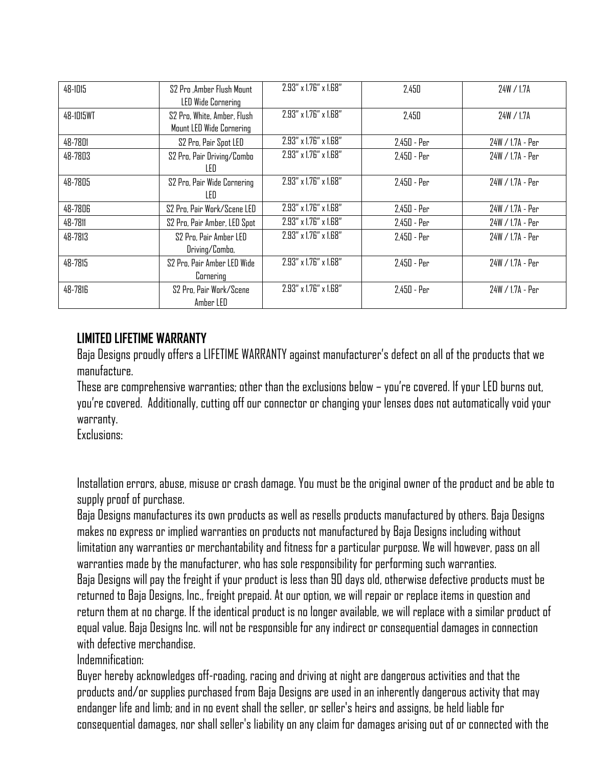| 48-1015 | S2 Pro ,Amber Flush Mount LED Wide Cornering | 2.93" x 1.76" x 1.68" | 2,450 | 24W / 1.7A |
|---|---|---|---|---|
| 48-1015WT | S2 Pro, White, Amber, Flush Mount LED Wide Cornering | 2.93" x 1.76" x 1.68" | 2,450 | 24W / 1.7A |
| 48-7801 | S2 Pro, Pair Spot LED | 2.93" x 1.76" x 1.68" | 2,450 - Per | 24W / 1.7A - Per |
| 48-7803 | S2 Pro, Pair Driving/Combo LED | 2.93" x 1.76" x 1.68" | 2,450 - Per | 24W / 1.7A - Per |
| 48-7805 | S2 Pro, Pair Wide Cornering LED | 2.93" x 1.76" x 1.68" | 2,450 - Per | 24W / 1.7A - Per |
| 48-7806 | S2 Pro, Pair Work/Scene LED | 2.93" x 1.76" x 1.68" | 2,450 - Per | 24W / 1.7A - Per |
| 48-7811 | S2 Pro, Pair Amber, LED Spot | 2.93" x 1.76" x 1.68" | 2,450 - Per | 24W / 1.7A - Per |
| 48-7813 | S2 Pro, Pair Amber LED Driving/Combo, | 2.93" x 1.76" x 1.68" | 2,450 - Per | 24W / 1.7A - Per |
| 48-7815 | S2 Pro, Pair Amber LED Wide Cornering | 2.93" x 1.76" x 1.68" | 2,450 - Per | 24W / 1.7A - Per |
| 48-7816 | S2 Pro, Pair Work/Scene Amber LED | 2.93" x 1.76" x 1.68" | 2,450 - Per | 24W / 1.7A - Per |

## LIMITED LIFETIME WARRANTY

Baja Designs proudly offers a LIFETIME WARRANTY against manufacturer's defect on all of the products that we manufacture.

These are comprehensive warranties; other than the exclusions below – you're covered. If your LED burns out, you're covered. Additionally, cutting off our connector or changing your lenses does not automatically void your warranty.

Exclusions:

Installation errors, abuse, misuse or crash damage. You must be the original owner of the product and be able to supply proof of purchase.

Baja Designs manufactures its own products as well as resells products manufactured by others. Baja Designs makes no express or implied warranties on products not manufactured by Baja Designs including without limitation any warranties or merchantability and fitness for a particular purpose. We will however, pass on all warranties made by the manufacturer, who has sole responsibility for performing such warranties.

Baja Designs will pay the freight if your product is less than 90 days old, otherwise defective products must be returned to Baja Designs, Inc., freight prepaid. At our option, we will repair or replace items in question and return them at no charge. If the identical product is no longer available, we will replace with a similar product of equal value. Baja Designs Inc. will not be responsible for any indirect or consequential damages in connection with defective merchandise.

Indemnification:

Buyer hereby acknowledges off-roading, racing and driving at night are dangerous activities and that the products and/or supplies purchased from Baja Designs are used in an inherently dangerous activity that may endanger life and limb; and in no event shall the seller, or seller's heirs and assigns, be held liable for consequential damages, nor shall seller's liability on any claim for damages arising out of or connected with the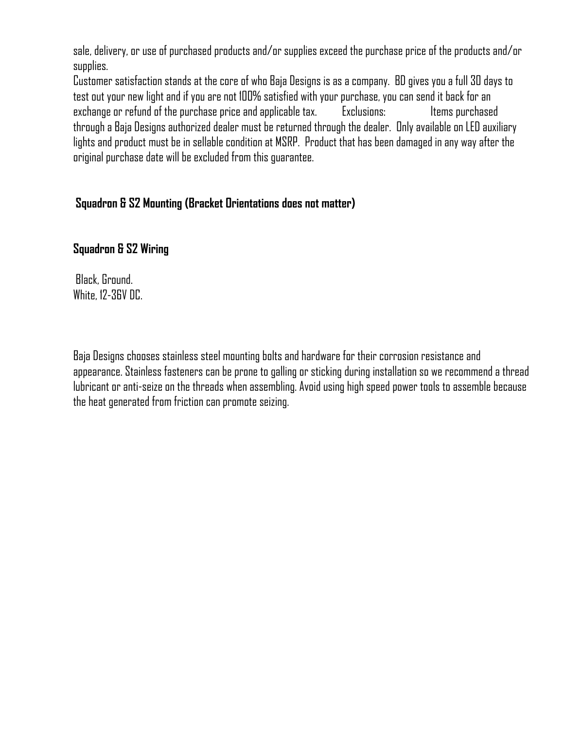sale, delivery, or use of purchased products and/or supplies exceed the purchase price of the products and/or supplies.

Customer satisfaction stands at the core of who Baja Designs is as a company. BD gives you a full 30 days to test out your new light and if you are not 100% satisfied with your purchase, you can send it back for an exchange or refund of the purchase price and applicable tax. Exclusions: Items purchased through a Baja Designs authorized dealer must be returned through the dealer. Only available on LED auxiliary lights and product must be in sellable condition at MSRP. Product that has been damaged in any way after the original purchase date will be excluded from this guarantee.

**Squadron & S2 Mounting (Bracket Orientations does not matter)**

**Squadron & S2 Wiring**

Black, Ground.
White, 12-36V DC.

Baja Designs chooses stainless steel mounting bolts and hardware for their corrosion resistance and appearance. Stainless fasteners can be prone to galling or sticking during installation so we recommend a thread lubricant or anti-seize on the threads when assembling. Avoid using high speed power tools to assemble because the heat generated from friction can promote seizing.